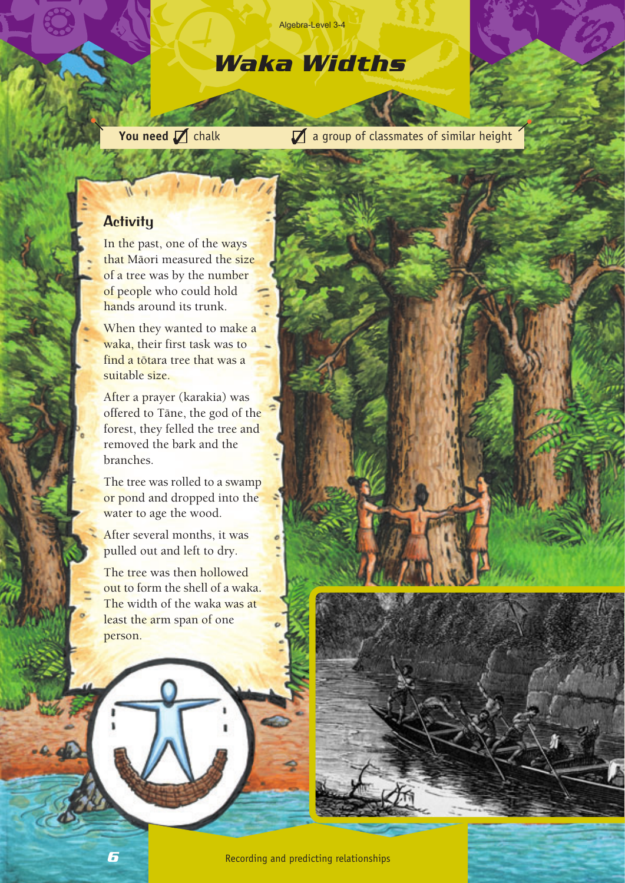# Waka Widths

**You need** ☑ chalk ☑ a group of classmates of similar height

## Activity

In the past, one of the ways that Māori measured the size of a tree was by the number of people who could hold hands around its trunk.

When they wanted to make a waka, their first task was to find a tōtara tree that was a suitable size.

After a prayer (karakia) was offered to Tāne, the god of the forest, they felled the tree and removed the bark and the branches.

The tree was rolled to a swamp or pond and dropped into the water to age the wood.

After several months, it was pulled out and left to dry.

The tree was then hollowed out to form the shell of a waka. The width of the waka was at least the arm span of one person.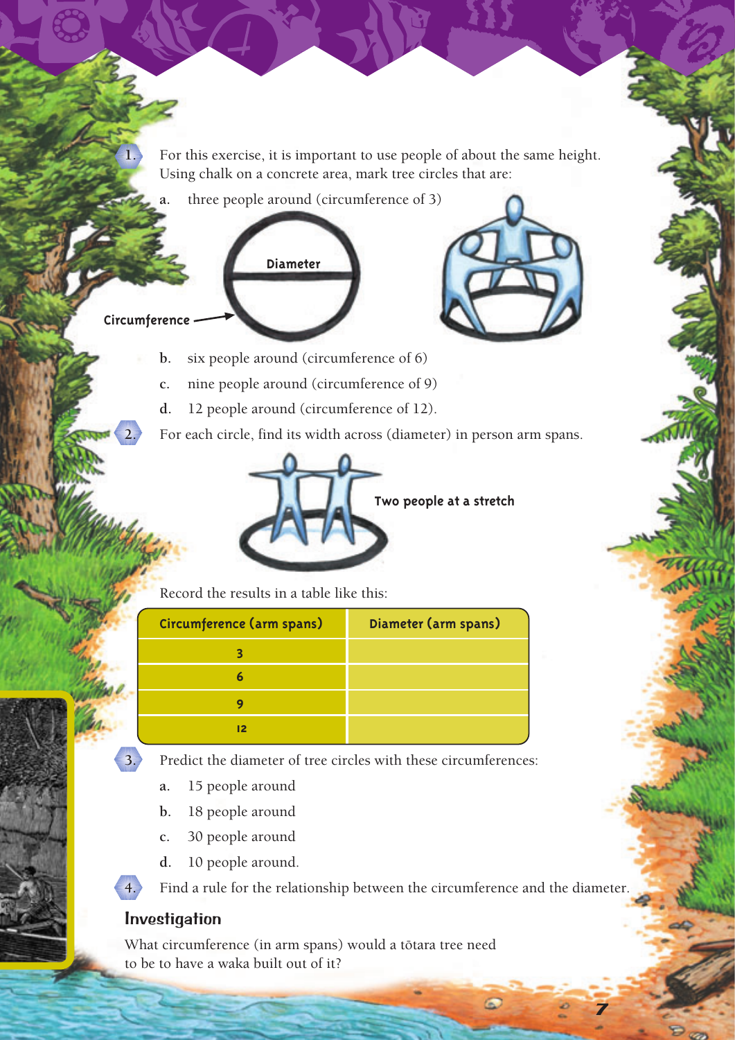1. For this exercise, it is important to use people of about the same height. Using chalk on a concrete area, mark tree circles that are:

   a. three people around (circumference of 3)

Diameter

Circumference

   b. six people around (circumference of 6)

   c. nine people around (circumference of 9)

   d. 12 people around (circumference of 12).

2. For each circle, find its width across (diameter) in person arm spans.

Two people at a stretch

Record the results in a table like this:

| Circumference (arm spans) | Diameter (arm spans) |
|---|---|
| 3 | |
| 6 | |
| 9 | |
| 12 | |

3. Predict the diameter of tree circles with these circumferences:

   a. 15 people around

   b. 18 people around

   c. 30 people around

   d. 10 people around.

4. Find a rule for the relationship between the circumference and the diameter.

## Investigation

What circumference (in arm spans) would a tōtara tree need to be to have a waka built out of it?